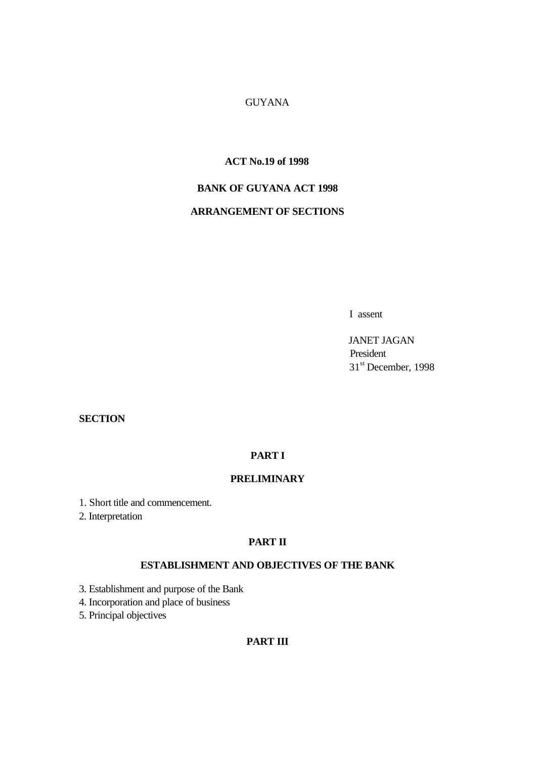GUYANA

**ACT No.19 of 1998**

**BANK OF GUYANA ACT 1998**

**ARRANGEMENT OF SECTIONS**

I assent

JANET JAGAN
President
31st December, 1998

**SECTION**

**PART I**

**PRELIMINARY**

1. Short title and commencement.
2. Interpretation

**PART II**

**ESTABLISHMENT AND OBJECTIVES OF THE BANK**

3. Establishment and purpose of the Bank
4. Incorporation and place of business
5. Principal objectives

**PART III**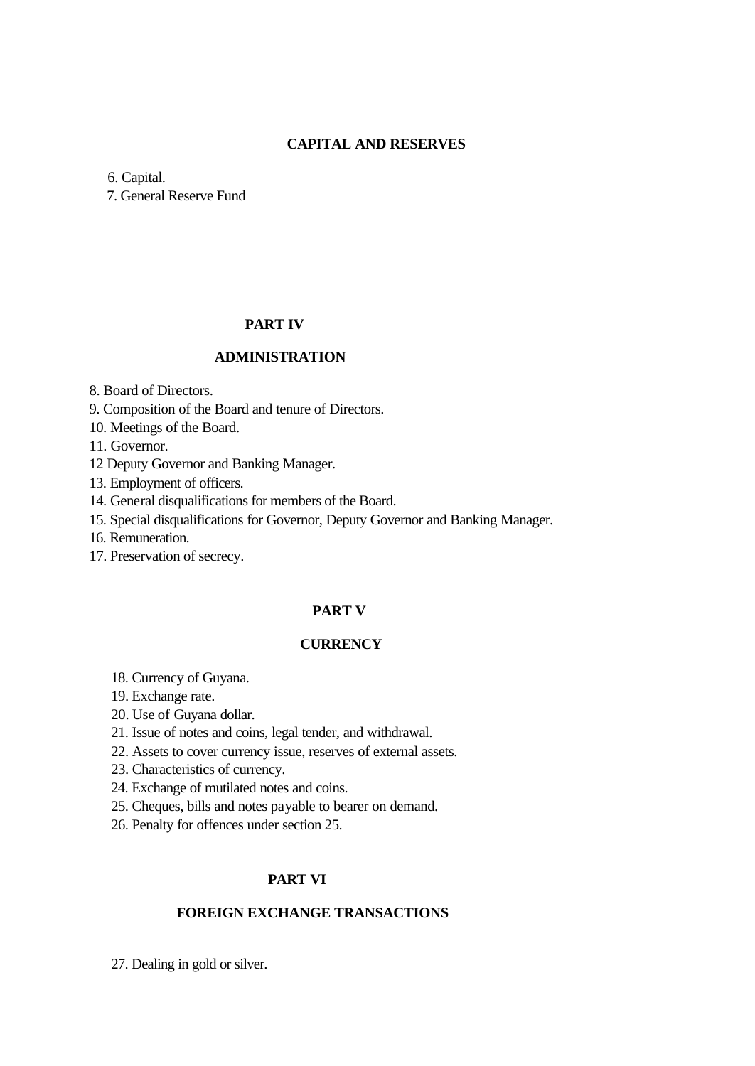## CAPITAL AND RESERVES

6. Capital.
7. General Reserve Fund

## PART IV

## ADMINISTRATION

8. Board of Directors.
9. Composition of the Board and tenure of Directors.
10. Meetings of the Board.
11. Governor.
12 Deputy Governor and Banking Manager.
13. Employment of officers.
14. General disqualifications for members of the Board.
15. Special disqualifications for Governor, Deputy Governor and Banking Manager.
16. Remuneration.
17. Preservation of secrecy.

## PART V

## CURRENCY

18. Currency of Guyana.
19. Exchange rate.
20. Use of Guyana dollar.
21. Issue of notes and coins, legal tender, and withdrawal.
22. Assets to cover currency issue, reserves of external assets.
23. Characteristics of currency.
24. Exchange of mutilated notes and coins.
25. Cheques, bills and notes payable to bearer on demand.
26. Penalty for offences under section 25.

## PART VI

## FOREIGN EXCHANGE TRANSACTIONS

27. Dealing in gold or silver.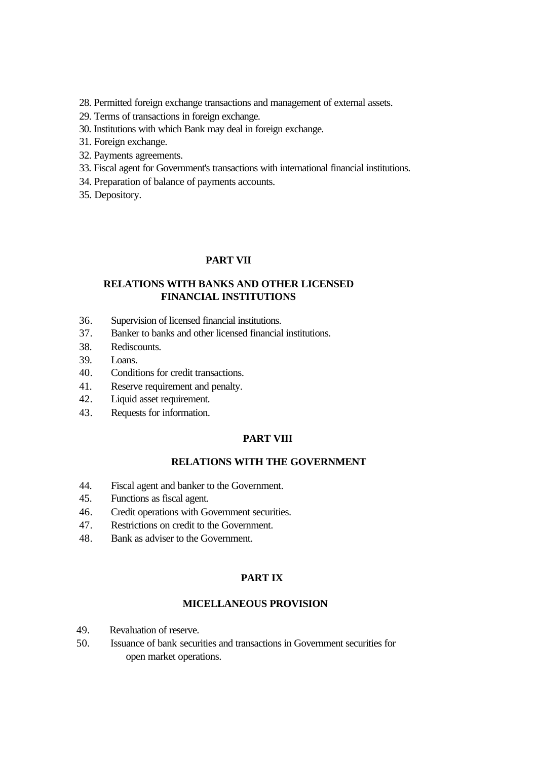28. Permitted foreign exchange transactions and management of external assets.
29. Terms of transactions in foreign exchange.
30. Institutions with which Bank may deal in foreign exchange.
31. Foreign exchange.
32. Payments agreements.
33. Fiscal agent for Government's transactions with international financial institutions.
34. Preparation of balance of payments accounts.
35. Depository.

## PART VII

## RELATIONS WITH BANKS AND OTHER LICENSED FINANCIAL INSTITUTIONS

36. Supervision of licensed financial institutions.
37. Banker to banks and other licensed financial institutions.
38. Rediscounts.
39. Loans.
40. Conditions for credit transactions.
41. Reserve requirement and penalty.
42. Liquid asset requirement.
43. Requests for information.

## PART VIII

## RELATIONS WITH THE GOVERNMENT

44. Fiscal agent and banker to the Government.
45. Functions as fiscal agent.
46. Credit operations with Government securities.
47. Restrictions on credit to the Government.
48. Bank as adviser to the Government.

## PART IX

## MICELLANEOUS PROVISION

49. Revaluation of reserve.
50. Issuance of bank securities and transactions in Government securities for open market operations.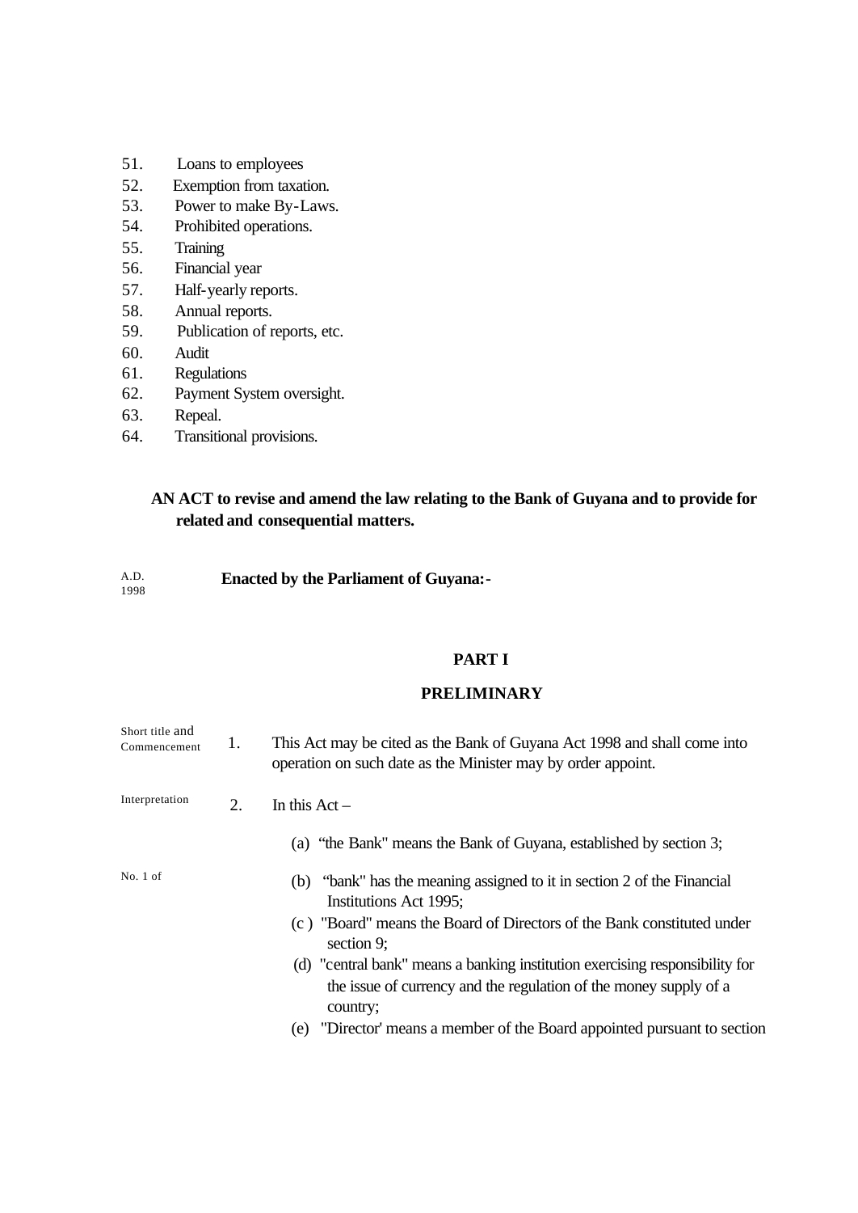51. Loans to employees
52. Exemption from taxation.
53. Power to make By-Laws.
54. Prohibited operations.
55. Training
56. Financial year
57. Half-yearly reports.
58. Annual reports.
59. Publication of reports, etc.
60. Audit
61. Regulations
62. Payment System oversight.
63. Repeal.
64. Transitional provisions.

**AN ACT to revise and amend the law relating to the Bank of Guyana and to provide for related and consequential matters.**

A.D. 1998

**Enacted by the Parliament of Guyana:-**

## PART I

## PRELIMINARY

Short title and Commencement

1. This Act may be cited as the Bank of Guyana Act 1998 and shall come into operation on such date as the Minister may by order appoint.

Interpretation

2. In this Act –

(a) "the Bank" means the Bank of Guyana, established by section 3;

No. 1 of

(b) "bank" has the meaning assigned to it in section 2 of the Financial Institutions Act 1995;

(c ) "Board" means the Board of Directors of the Bank constituted under section 9;

(d) "central bank" means a banking institution exercising responsibility for the issue of currency and the regulation of the money supply of a country;

(e) "Director' means a member of the Board appointed pursuant to section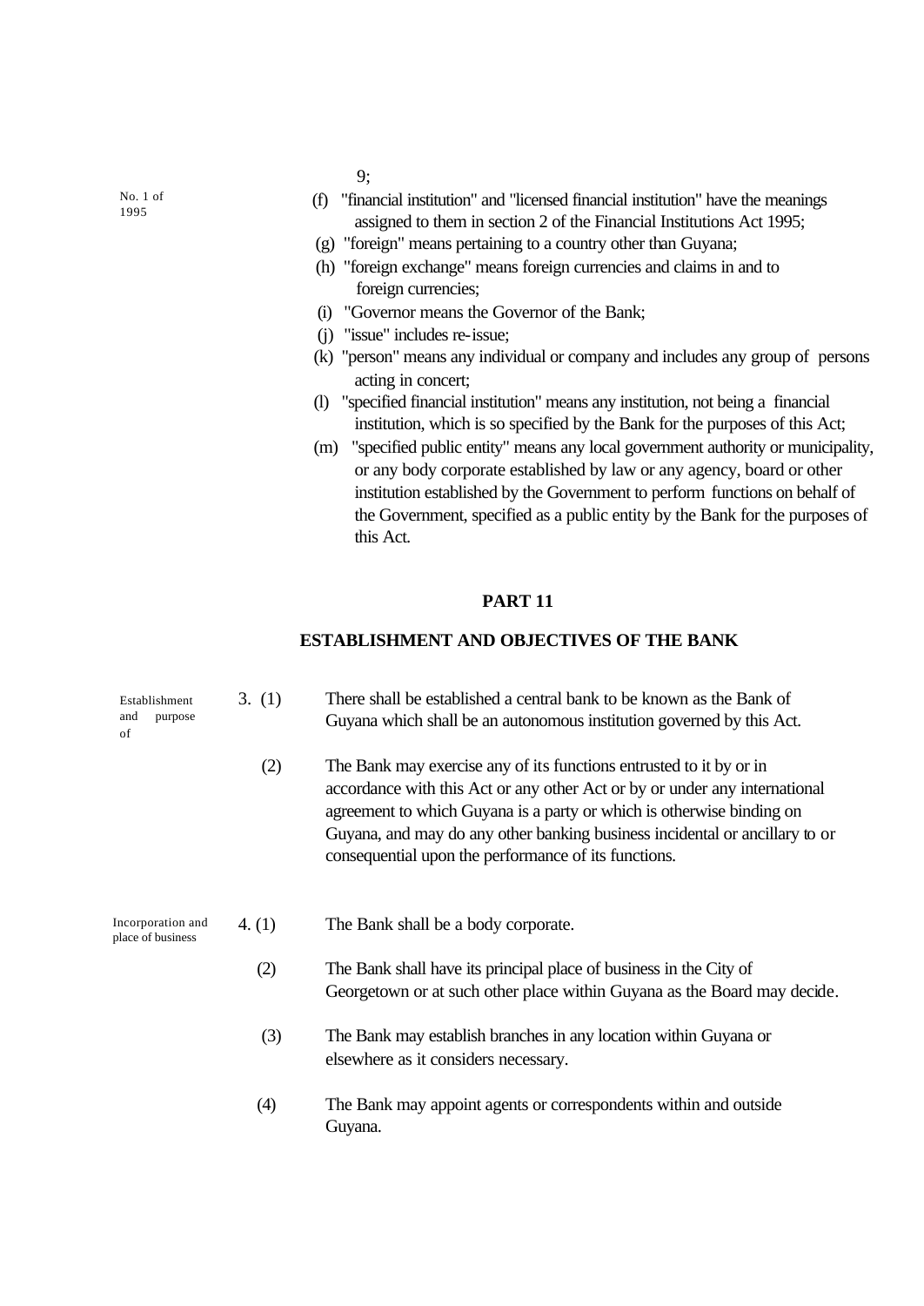9;

No. 1 of 1995

(f) "financial institution" and "licensed financial institution" have the meanings assigned to them in section 2 of the Financial Institutions Act 1995;

(g) "foreign" means pertaining to a country other than Guyana;

(h) "foreign exchange" means foreign currencies and claims in and to foreign currencies;

(i) "Governor means the Governor of the Bank;

(j) "issue" includes re-issue;

(k) "person" means any individual or company and includes any group of persons acting in concert;

(l) "specified financial institution" means any institution, not being a financial institution, which is so specified by the Bank for the purposes of this Act;

(m) "specified public entity" means any local government authority or municipality, or any body corporate established by law or any agency, board or other institution established by the Government to perform functions on behalf of the Government, specified as a public entity by the Bank for the purposes of this Act.

## PART 11

## ESTABLISHMENT AND OBJECTIVES OF THE BANK

Establishment and purpose of

3. (1) There shall be established a central bank to be known as the Bank of Guyana which shall be an autonomous institution governed by this Act.

(2) The Bank may exercise any of its functions entrusted to it by or in accordance with this Act or any other Act or by or under any international agreement to which Guyana is a party or which is otherwise binding on Guyana, and may do any other banking business incidental or ancillary to or consequential upon the performance of its functions.

Incorporation and place of business

4. (1) The Bank shall be a body corporate.

(2) The Bank shall have its principal place of business in the City of Georgetown or at such other place within Guyana as the Board may decide.

(3) The Bank may establish branches in any location within Guyana or elsewhere as it considers necessary.

(4) The Bank may appoint agents or correspondents within and outside Guyana.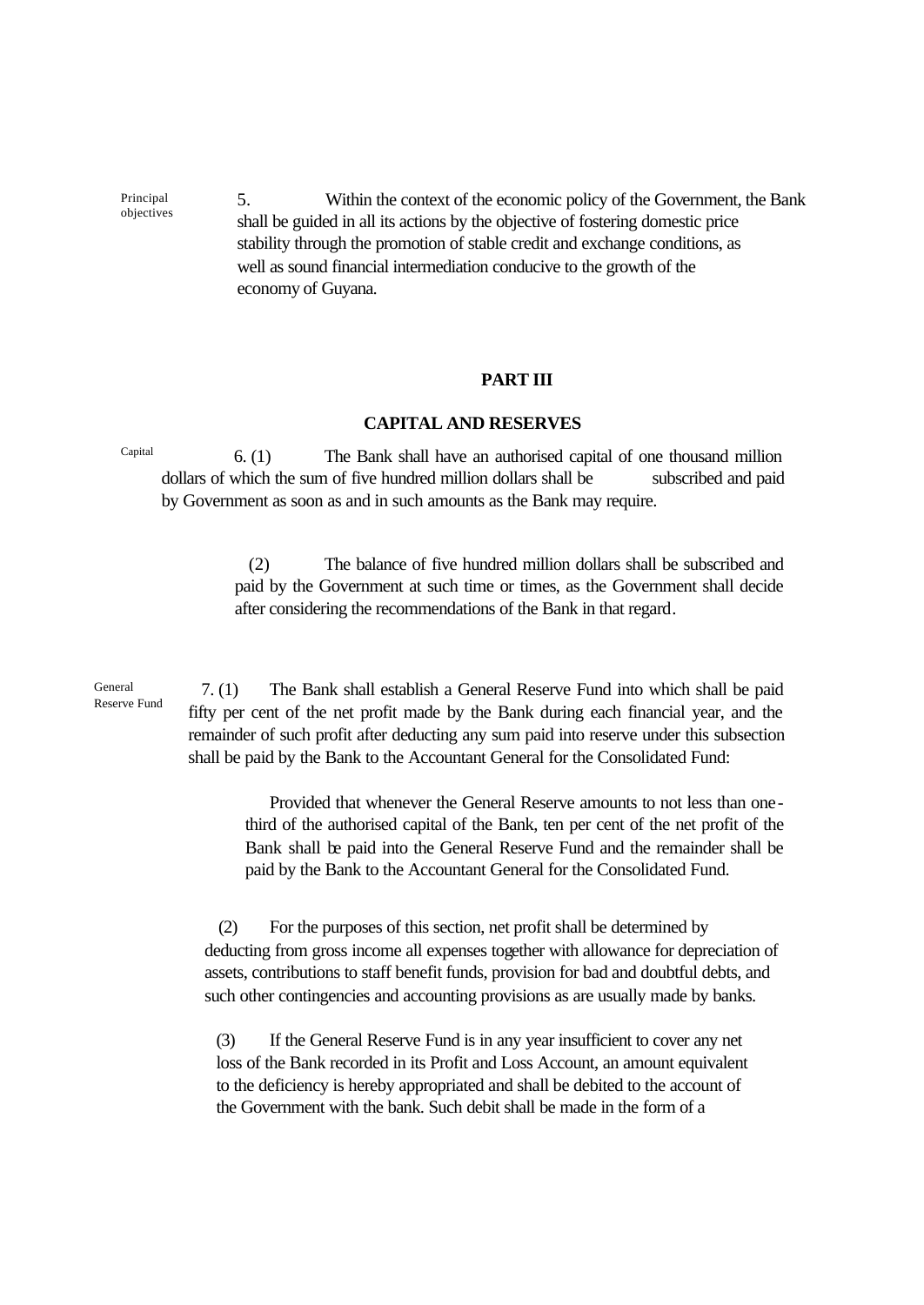Principal objectives

5. Within the context of the economic policy of the Government, the Bank shall be guided in all its actions by the objective of fostering domestic price stability through the promotion of stable credit and exchange conditions, as well as sound financial intermediation conducive to the growth of the economy of Guyana.

## PART III

## CAPITAL AND RESERVES

Capital

6. (1) The Bank shall have an authorised capital of one thousand million dollars of which the sum of five hundred million dollars shall be subscribed and paid by Government as soon as and in such amounts as the Bank may require.

(2) The balance of five hundred million dollars shall be subscribed and paid by the Government at such time or times, as the Government shall decide after considering the recommendations of the Bank in that regard.

General Reserve Fund

7. (1) The Bank shall establish a General Reserve Fund into which shall be paid fifty per cent of the net profit made by the Bank during each financial year, and the remainder of such profit after deducting any sum paid into reserve under this subsection shall be paid by the Bank to the Accountant General for the Consolidated Fund:

Provided that whenever the General Reserve amounts to not less than one-third of the authorised capital of the Bank, ten per cent of the net profit of the Bank shall be paid into the General Reserve Fund and the remainder shall be paid by the Bank to the Accountant General for the Consolidated Fund.

(2) For the purposes of this section, net profit shall be determined by deducting from gross income all expenses together with allowance for depreciation of assets, contributions to staff benefit funds, provision for bad and doubtful debts, and such other contingencies and accounting provisions as are usually made by banks.

(3) If the General Reserve Fund is in any year insufficient to cover any net loss of the Bank recorded in its Profit and Loss Account, an amount equivalent to the deficiency is hereby appropriated and shall be debited to the account of the Government with the bank. Such debit shall be made in the form of a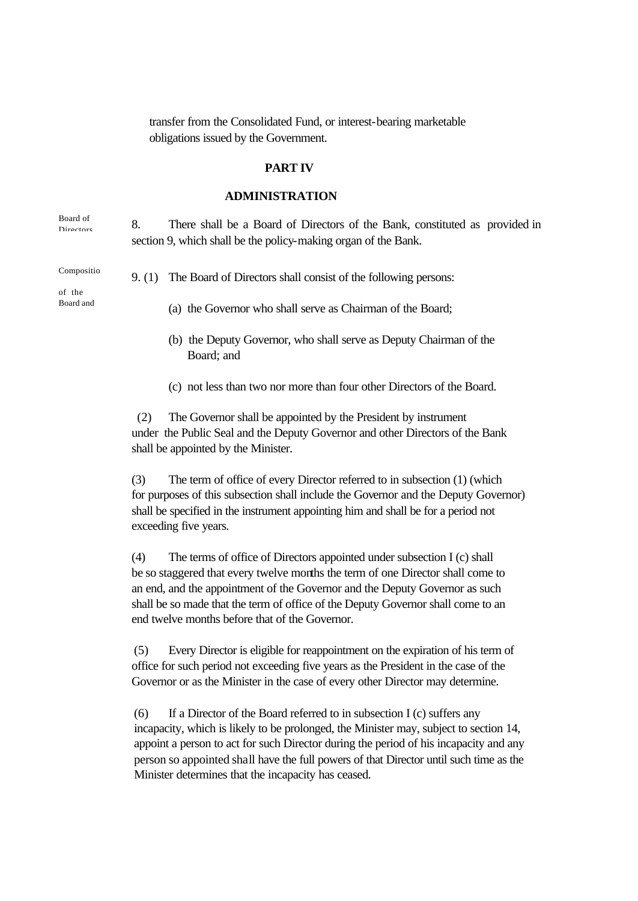transfer from the Consolidated Fund, or interest-bearing marketable obligations issued by the Government.

## PART IV

## ADMINISTRATION

Board of Directors

8. There shall be a Board of Directors of the Bank, constituted as provided in section 9, which shall be the policy-making organ of the Bank.

Composition of the Board and

9. (1) The Board of Directors shall consist of the following persons:

(a) the Governor who shall serve as Chairman of the Board;

(b) the Deputy Governor, who shall serve as Deputy Chairman of the Board; and

(c) not less than two nor more than four other Directors of the Board.

(2) The Governor shall be appointed by the President by instrument under the Public Seal and the Deputy Governor and other Directors of the Bank shall be appointed by the Minister.

(3) The term of office of every Director referred to in subsection (1) (which for purposes of this subsection shall include the Governor and the Deputy Governor) shall be specified in the instrument appointing him and shall be for a period not exceeding five years.

(4) The terms of office of Directors appointed under subsection I (c) shall be so staggered that every twelve months the term of one Director shall come to an end, and the appointment of the Governor and the Deputy Governor as such shall be so made that the term of office of the Deputy Governor shall come to an end twelve months before that of the Governor.

(5) Every Director is eligible for reappointment on the expiration of his term of office for such period not exceeding five years as the President in the case of the Governor or as the Minister in the case of every other Director may determine.

(6) If a Director of the Board referred to in subsection I (c) suffers any incapacity, which is likely to be prolonged, the Minister may, subject to section 14, appoint a person to act for such Director during the period of his incapacity and any person so appointed shall have the full powers of that Director until such time as the Minister determines that the incapacity has ceased.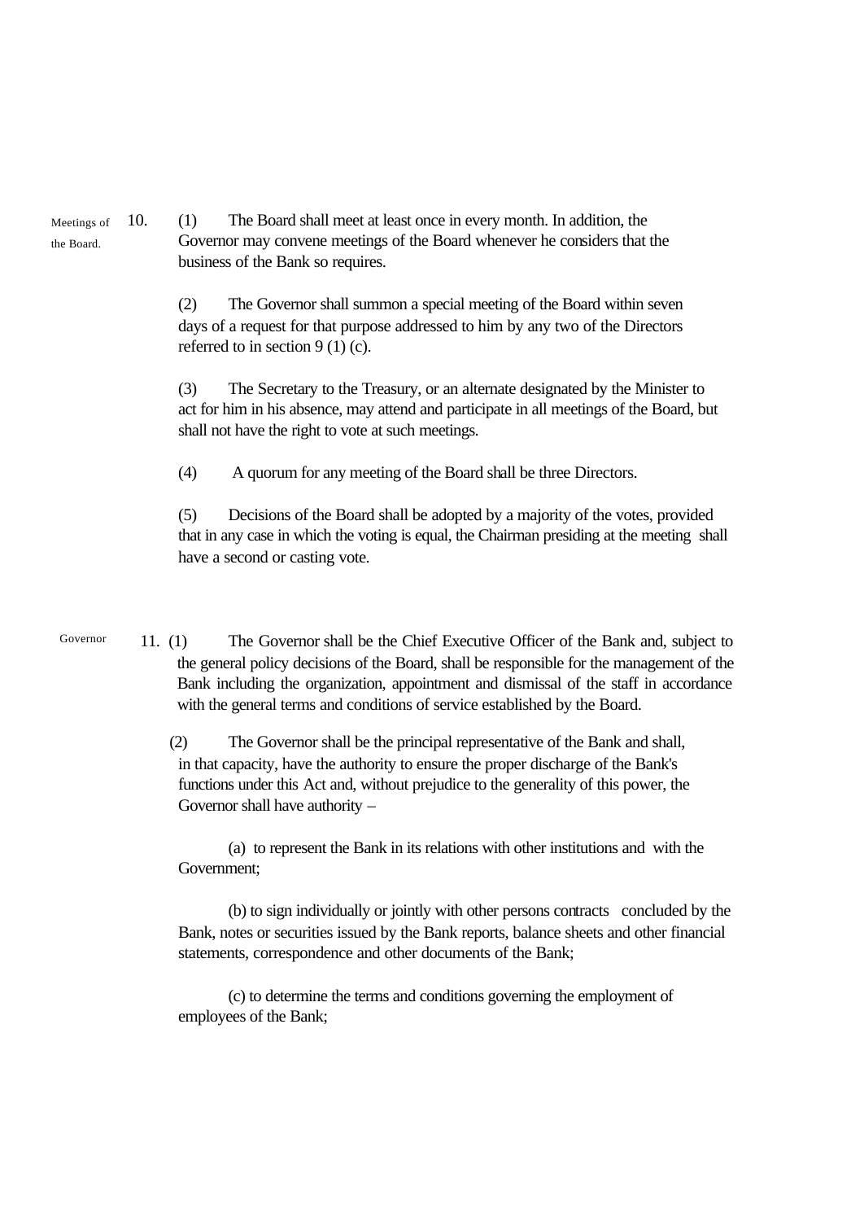**Meetings of the Board.**

10. (1) The Board shall meet at least once in every month. In addition, the Governor may convene meetings of the Board whenever he considers that the business of the Bank so requires.

(2) The Governor shall summon a special meeting of the Board within seven days of a request for that purpose addressed to him by any two of the Directors referred to in section 9 (1) (c).

(3) The Secretary to the Treasury, or an alternate designated by the Minister to act for him in his absence, may attend and participate in all meetings of the Board, but shall not have the right to vote at such meetings.

(4) A quorum for any meeting of the Board shall be three Directors.

(5) Decisions of the Board shall be adopted by a majority of the votes, provided that in any case in which the voting is equal, the Chairman presiding at the meeting shall have a second or casting vote.

**Governor**

11. (1) The Governor shall be the Chief Executive Officer of the Bank and, subject to the general policy decisions of the Board, shall be responsible for the management of the Bank including the organization, appointment and dismissal of the staff in accordance with the general terms and conditions of service established by the Board.

(2) The Governor shall be the principal representative of the Bank and shall, in that capacity, have the authority to ensure the proper discharge of the Bank's functions under this Act and, without prejudice to the generality of this power, the Governor shall have authority –

(a) to represent the Bank in its relations with other institutions and with the Government;

(b) to sign individually or jointly with other persons contracts concluded by the Bank, notes or securities issued by the Bank reports, balance sheets and other financial statements, correspondence and other documents of the Bank;

(c) to determine the terms and conditions governing the employment of employees of the Bank;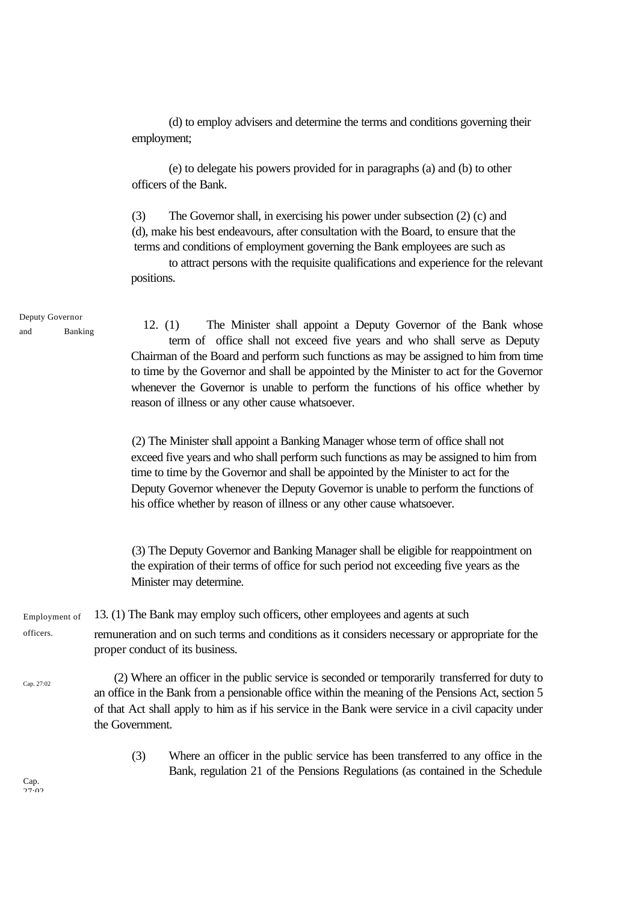(d) to employ advisers and determine the terms and conditions governing their employment;

(e) to delegate his powers provided for in paragraphs (a) and (b) to other officers of the Bank.

(3) The Governor shall, in exercising his power under subsection (2) (c) and (d), make his best endeavours, after consultation with the Board, to ensure that the terms and conditions of employment governing the Bank employees are such as to attract persons with the requisite qualifications and experience for the relevant positions.

*Deputy Governor and Banking*

12. (1) The Minister shall appoint a Deputy Governor of the Bank whose term of office shall not exceed five years and who shall serve as Deputy Chairman of the Board and perform such functions as may be assigned to him from time to time by the Governor and shall be appointed by the Minister to act for the Governor whenever the Governor is unable to perform the functions of his office whether by reason of illness or any other cause whatsoever.

(2) The Minister shall appoint a Banking Manager whose term of office shall not exceed five years and who shall perform such functions as may be assigned to him from time to time by the Governor and shall be appointed by the Minister to act for the Deputy Governor whenever the Deputy Governor is unable to perform the functions of his office whether by reason of illness or any other cause whatsoever.

(3) The Deputy Governor and Banking Manager shall be eligible for reappointment on the expiration of their terms of office for such period not exceeding five years as the Minister may determine.

*Employment of officers.*

13. (1) The Bank may employ such officers, other employees and agents at such remuneration and on such terms and conditions as it considers necessary or appropriate for the proper conduct of its business.

*Cap. 27:02*

(2) Where an officer in the public service is seconded or temporarily transferred for duty to an office in the Bank from a pensionable office within the meaning of the Pensions Act, section 5 of that Act shall apply to him as if his service in the Bank were service in a civil capacity under the Government.

*Cap. 27:02*

(3) Where an officer in the public service has been transferred to any office in the Bank, regulation 21 of the Pensions Regulations (as contained in the Schedule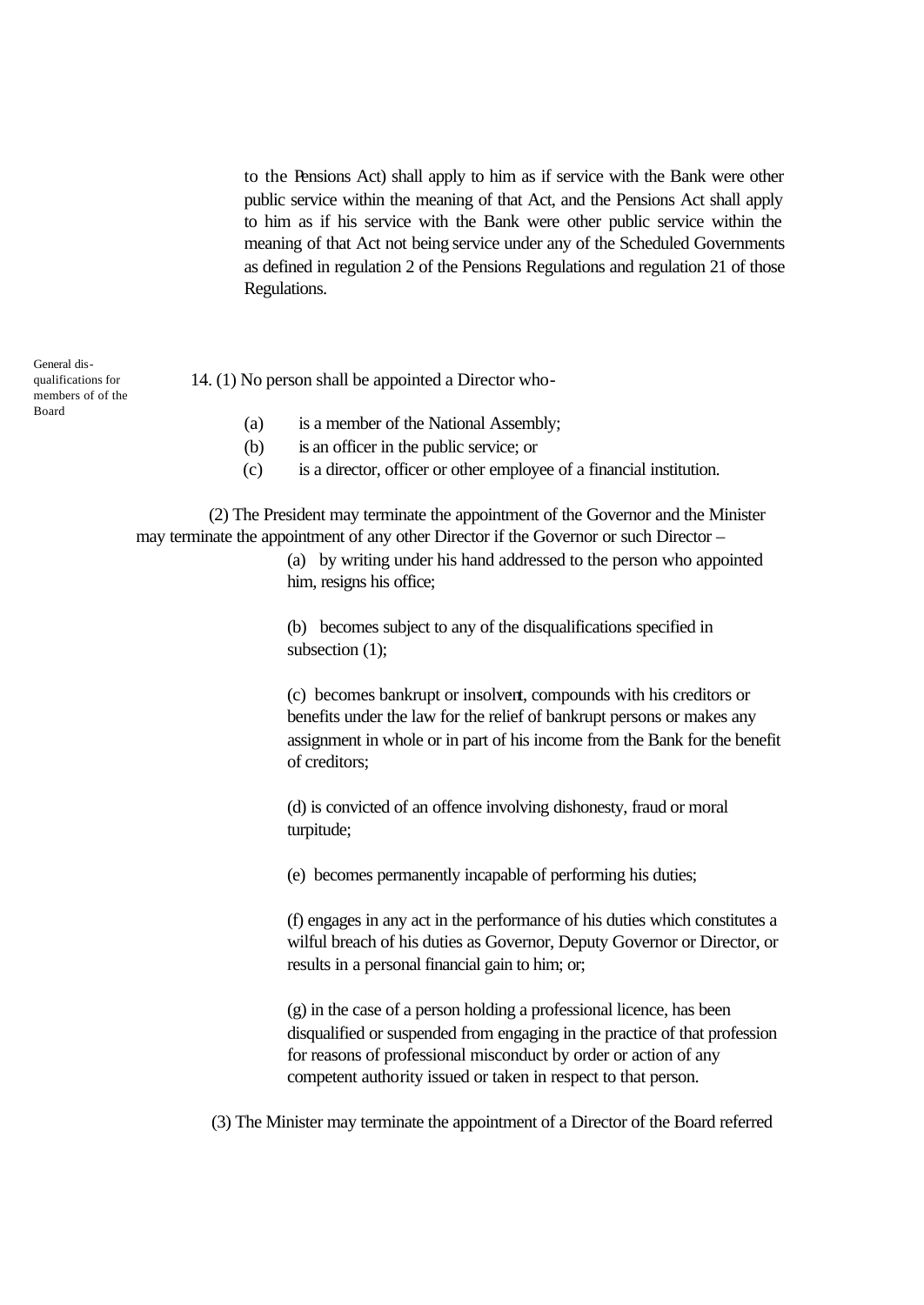to the Pensions Act) shall apply to him as if service with the Bank were other public service within the meaning of that Act, and the Pensions Act shall apply to him as if his service with the Bank were other public service within the meaning of that Act not being service under any of the Scheduled Governments as defined in regulation 2 of the Pensions Regulations and regulation 21 of those Regulations.

General dis-qualifications for members of of the Board

14. (1) No person shall be appointed a Director who-

(a) is a member of the National Assembly;
(b) is an officer in the public service; or
(c) is a director, officer or other employee of a financial institution.

(2) The President may terminate the appointment of the Governor and the Minister may terminate the appointment of any other Director if the Governor or such Director –

(a) by writing under his hand addressed to the person who appointed him, resigns his office;

(b) becomes subject to any of the disqualifications specified in subsection (1);

(c) becomes bankrupt or insolvent, compounds with his creditors or benefits under the law for the relief of bankrupt persons or makes any assignment in whole or in part of his income from the Bank for the benefit of creditors;

(d) is convicted of an offence involving dishonesty, fraud or moral turpitude;

(e) becomes permanently incapable of performing his duties;

(f) engages in any act in the performance of his duties which constitutes a wilful breach of his duties as Governor, Deputy Governor or Director, or results in a personal financial gain to him; or;

(g) in the case of a person holding a professional licence, has been disqualified or suspended from engaging in the practice of that profession for reasons of professional misconduct by order or action of any competent authority issued or taken in respect to that person.

(3) The Minister may terminate the appointment of a Director of the Board referred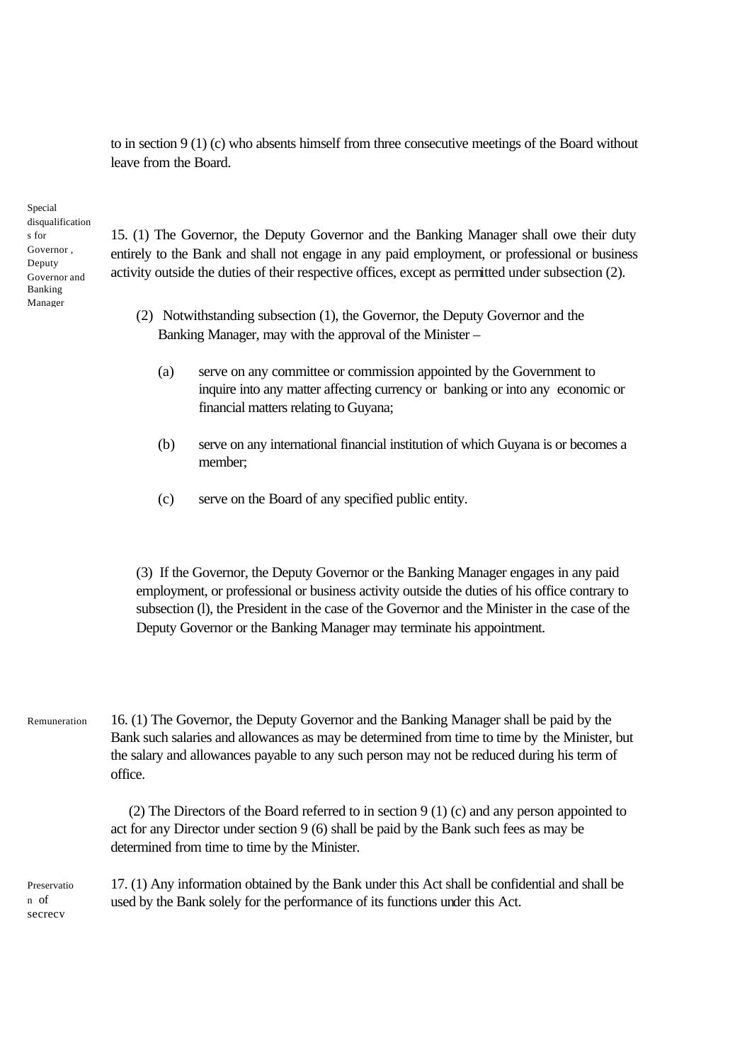to in section 9 (1) (c) who absents himself from three consecutive meetings of the Board without leave from the Board.

**Special disqualifications for Governor, Deputy Governor and Banking Manager**

15. (1) The Governor, the Deputy Governor and the Banking Manager shall owe their duty entirely to the Bank and shall not engage in any paid employment, or professional or business activity outside the duties of their respective offices, except as permitted under subsection (2).

(2) Notwithstanding subsection (1), the Governor, the Deputy Governor and the Banking Manager, may with the approval of the Minister –

(a) serve on any committee or commission appointed by the Government to inquire into any matter affecting currency or banking or into any economic or financial matters relating to Guyana;

(b) serve on any international financial institution of which Guyana is or becomes a member;

(c) serve on the Board of any specified public entity.

(3) If the Governor, the Deputy Governor or the Banking Manager engages in any paid employment, or professional or business activity outside the duties of his office contrary to subsection (l), the President in the case of the Governor and the Minister in the case of the Deputy Governor or the Banking Manager may terminate his appointment.

**Remuneration**

16. (1) The Governor, the Deputy Governor and the Banking Manager shall be paid by the Bank such salaries and allowances as may be determined from time to time by the Minister, but the salary and allowances payable to any such person may not be reduced during his term of office.

(2) The Directors of the Board referred to in section 9 (1) (c) and any person appointed to act for any Director under section 9 (6) shall be paid by the Bank such fees as may be determined from time to time by the Minister.

**Preservation of secrecy**

17. (1) Any information obtained by the Bank under this Act shall be confidential and shall be used by the Bank solely for the performance of its functions under this Act.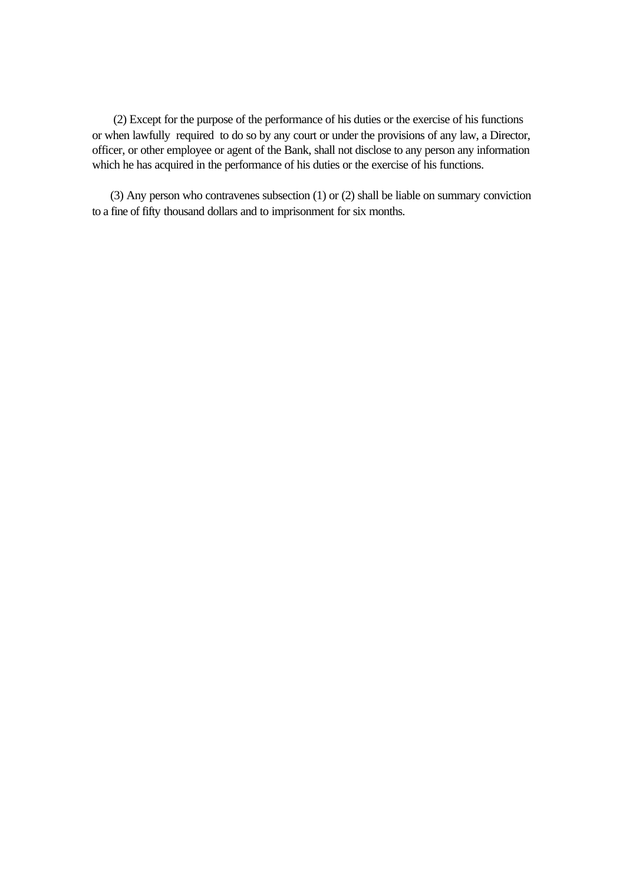(2) Except for the purpose of the performance of his duties or the exercise of his functions or when lawfully required to do so by any court or under the provisions of any law, a Director, officer, or other employee or agent of the Bank, shall not disclose to any person any information which he has acquired in the performance of his duties or the exercise of his functions.

(3) Any person who contravenes subsection (1) or (2) shall be liable on summary conviction to a fine of fifty thousand dollars and to imprisonment for six months.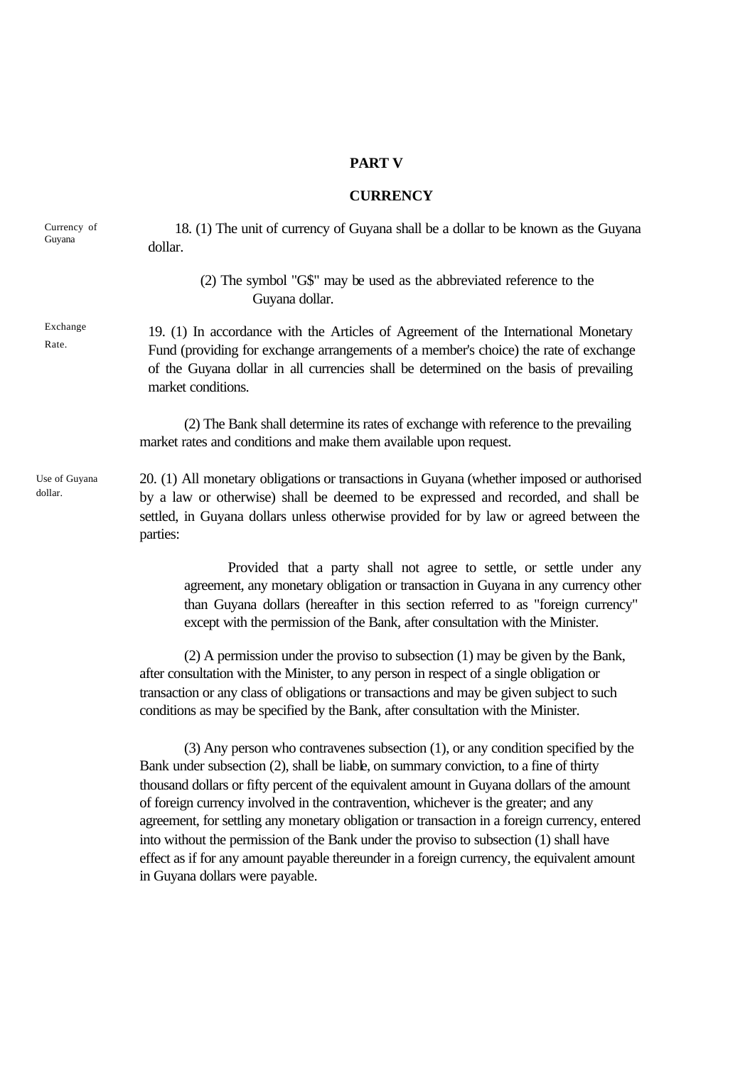## PART V

## CURRENCY

Currency of Guyana

18. (1) The unit of currency of Guyana shall be a dollar to be known as the Guyana dollar.

(2) The symbol "G$" may be used as the abbreviated reference to the Guyana dollar.

Exchange Rate.

19. (1) In accordance with the Articles of Agreement of the International Monetary Fund (providing for exchange arrangements of a member's choice) the rate of exchange of the Guyana dollar in all currencies shall be determined on the basis of prevailing market conditions.

(2) The Bank shall determine its rates of exchange with reference to the prevailing market rates and conditions and make them available upon request.

Use of Guyana dollar.

20. (1) All monetary obligations or transactions in Guyana (whether imposed or authorised by a law or otherwise) shall be deemed to be expressed and recorded, and shall be settled, in Guyana dollars unless otherwise provided for by law or agreed between the parties:

Provided that a party shall not agree to settle, or settle under any agreement, any monetary obligation or transaction in Guyana in any currency other than Guyana dollars (hereafter in this section referred to as "foreign currency" except with the permission of the Bank, after consultation with the Minister.

(2) A permission under the proviso to subsection (1) may be given by the Bank, after consultation with the Minister, to any person in respect of a single obligation or transaction or any class of obligations or transactions and may be given subject to such conditions as may be specified by the Bank, after consultation with the Minister.

(3) Any person who contravenes subsection (1), or any condition specified by the Bank under subsection (2), shall be liable, on summary conviction, to a fine of thirty thousand dollars or fifty percent of the equivalent amount in Guyana dollars of the amount of foreign currency involved in the contravention, whichever is the greater; and any agreement, for settling any monetary obligation or transaction in a foreign currency, entered into without the permission of the Bank under the proviso to subsection (1) shall have effect as if for any amount payable thereunder in a foreign currency, the equivalent amount in Guyana dollars were payable.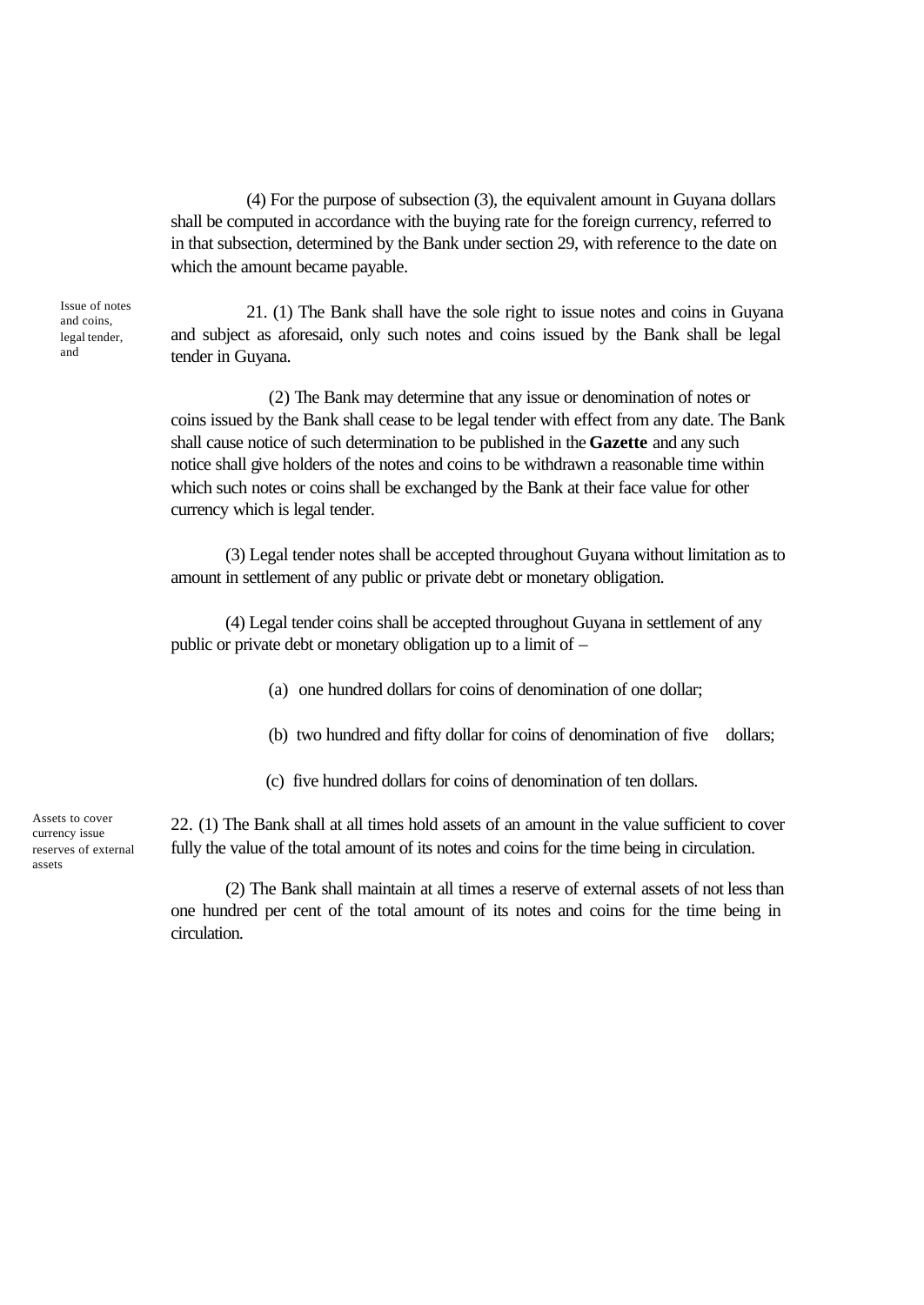(4) For the purpose of subsection (3), the equivalent amount in Guyana dollars shall be computed in accordance with the buying rate for the foreign currency, referred to in that subsection, determined by the Bank under section 29, with reference to the date on which the amount became payable.

Issue of notes and coins, legal tender, and

21. (1) The Bank shall have the sole right to issue notes and coins in Guyana and subject as aforesaid, only such notes and coins issued by the Bank shall be legal tender in Guyana.

(2) The Bank may determine that any issue or denomination of notes or coins issued by the Bank shall cease to be legal tender with effect from any date. The Bank shall cause notice of such determination to be published in the **Gazette** and any such notice shall give holders of the notes and coins to be withdrawn a reasonable time within which such notes or coins shall be exchanged by the Bank at their face value for other currency which is legal tender.

(3) Legal tender notes shall be accepted throughout Guyana without limitation as to amount in settlement of any public or private debt or monetary obligation.

(4) Legal tender coins shall be accepted throughout Guyana in settlement of any public or private debt or monetary obligation up to a limit of –

(a) one hundred dollars for coins of denomination of one dollar;

(b) two hundred and fifty dollar for coins of denomination of five dollars;

(c) five hundred dollars for coins of denomination of ten dollars.

Assets to cover currency issue reserves of external assets

22. (1) The Bank shall at all times hold assets of an amount in the value sufficient to cover fully the value of the total amount of its notes and coins for the time being in circulation.

(2) The Bank shall maintain at all times a reserve of external assets of not less than one hundred per cent of the total amount of its notes and coins for the time being in circulation.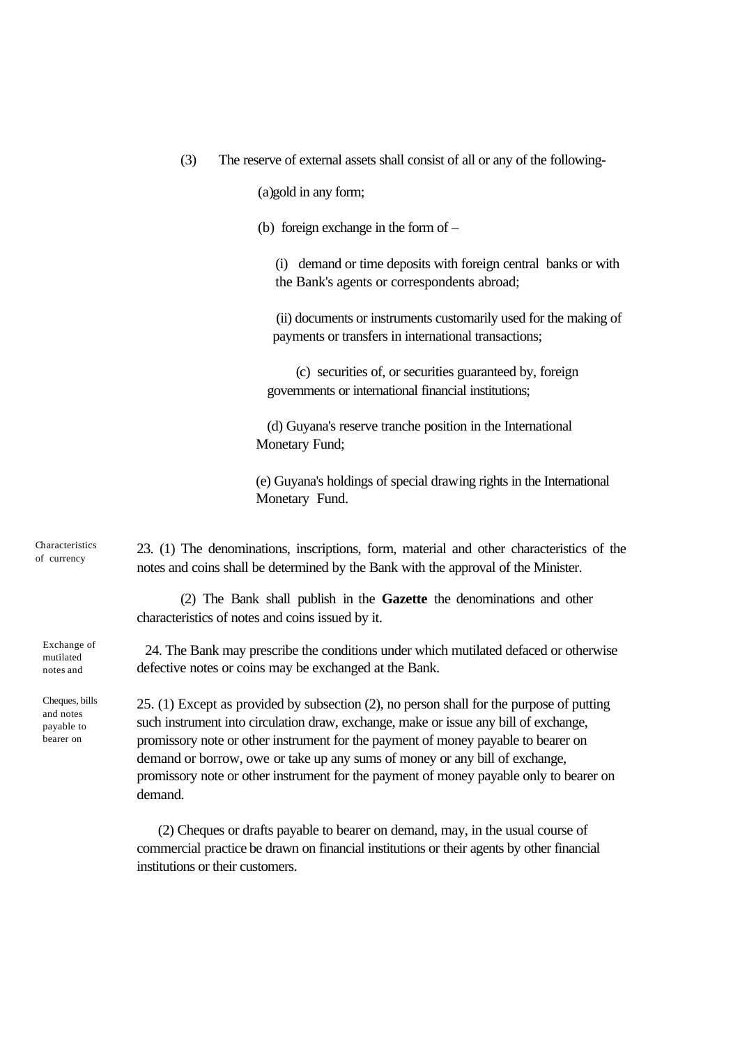(3) The reserve of external assets shall consist of all or any of the following-

(a) gold in any form;

(b) foreign exchange in the form of –

(i) demand or time deposits with foreign central banks or with the Bank's agents or correspondents abroad;

(ii) documents or instruments customarily used for the making of payments or transfers in international transactions;

(c) securities of, or securities guaranteed by, foreign governments or international financial institutions;

(d) Guyana's reserve tranche position in the International Monetary Fund;

(e) Guyana's holdings of special drawing rights in the International Monetary Fund.

Characteristics of currency

23. (1) The denominations, inscriptions, form, material and other characteristics of the notes and coins shall be determined by the Bank with the approval of the Minister.

(2) The Bank shall publish in the **Gazette** the denominations and other characteristics of notes and coins issued by it.

Exchange of mutilated notes and

24. The Bank may prescribe the conditions under which mutilated defaced or otherwise defective notes or coins may be exchanged at the Bank.

Cheques, bills and notes payable to bearer on

25. (1) Except as provided by subsection (2), no person shall for the purpose of putting such instrument into circulation draw, exchange, make or issue any bill of exchange, promissory note or other instrument for the payment of money payable to bearer on demand or borrow, owe or take up any sums of money or any bill of exchange, promissory note or other instrument for the payment of money payable only to bearer on demand.

(2) Cheques or drafts payable to bearer on demand, may, in the usual course of commercial practice be drawn on financial institutions or their agents by other financial institutions or their customers.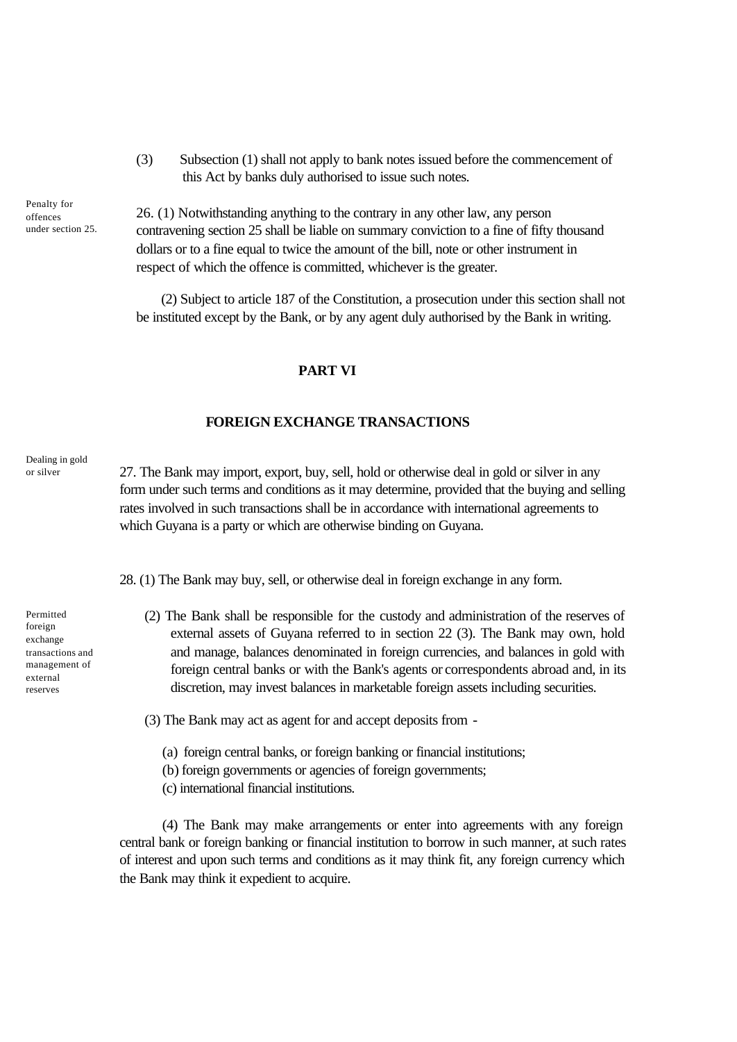(3) Subsection (1) shall not apply to bank notes issued before the commencement of this Act by banks duly authorised to issue such notes.

Penalty for offences under section 25.

26. (1) Notwithstanding anything to the contrary in any other law, any person contravening section 25 shall be liable on summary conviction to a fine of fifty thousand dollars or to a fine equal to twice the amount of the bill, note or other instrument in respect of which the offence is committed, whichever is the greater.

(2) Subject to article 187 of the Constitution, a prosecution under this section shall not be instituted except by the Bank, or by any agent duly authorised by the Bank in writing.

## PART VI

## FOREIGN EXCHANGE TRANSACTIONS

Dealing in gold or silver

27. The Bank may import, export, buy, sell, hold or otherwise deal in gold or silver in any form under such terms and conditions as it may determine, provided that the buying and selling rates involved in such transactions shall be in accordance with international agreements to which Guyana is a party or which are otherwise binding on Guyana.

Permitted foreign exchange transactions and management of external reserves

28. (1) The Bank may buy, sell, or otherwise deal in foreign exchange in any form.

(2) The Bank shall be responsible for the custody and administration of the reserves of external assets of Guyana referred to in section 22 (3). The Bank may own, hold and manage, balances denominated in foreign currencies, and balances in gold with foreign central banks or with the Bank's agents or correspondents abroad and, in its discretion, may invest balances in marketable foreign assets including securities.

(3) The Bank may act as agent for and accept deposits from -

(a) foreign central banks, or foreign banking or financial institutions;
(b) foreign governments or agencies of foreign governments;
(c) international financial institutions.

(4) The Bank may make arrangements or enter into agreements with any foreign central bank or foreign banking or financial institution to borrow in such manner, at such rates of interest and upon such terms and conditions as it may think fit, any foreign currency which the Bank may think it expedient to acquire.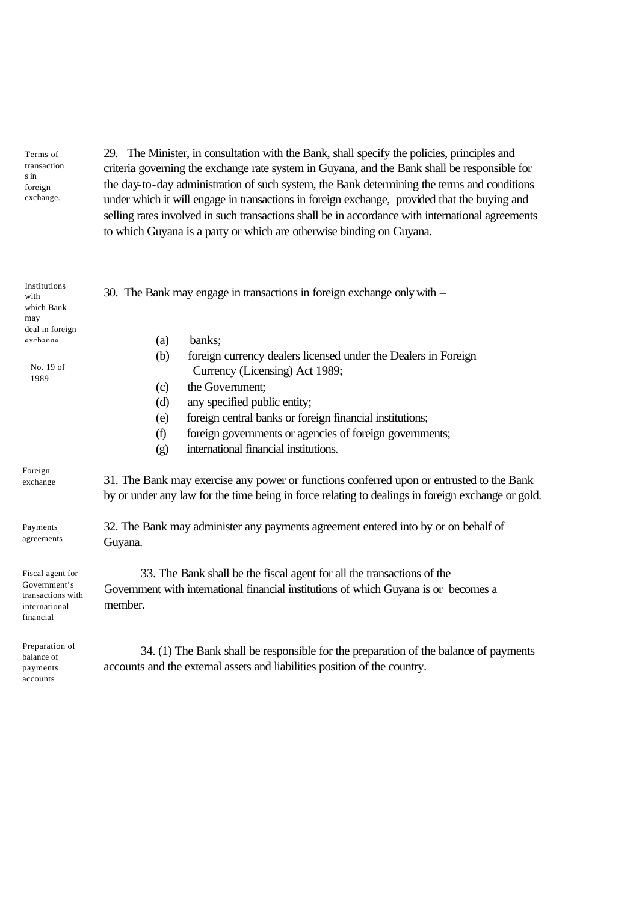*Terms of transactions in foreign exchange.*

29. The Minister, in consultation with the Bank, shall specify the policies, principles and criteria governing the exchange rate system in Guyana, and the Bank shall be responsible for the day-to-day administration of such system, the Bank determining the terms and conditions under which it will engage in transactions in foreign exchange, provided that the buying and selling rates involved in such transactions shall be in accordance with international agreements to which Guyana is a party or which are otherwise binding on Guyana.

*Institutions with which Bank may deal in foreign exchange*

30. The Bank may engage in transactions in foreign exchange only with –

*No. 19 of 1989*

(a) banks;
(b) foreign currency dealers licensed under the Dealers in Foreign Currency (Licensing) Act 1989;
(c) the Government;
(d) any specified public entity;
(e) foreign central banks or foreign financial institutions;
(f) foreign governments or agencies of foreign governments;
(g) international financial institutions.

*Foreign exchange*

31. The Bank may exercise any power or functions conferred upon or entrusted to the Bank by or under any law for the time being in force relating to dealings in foreign exchange or gold.

*Payments agreements*

32. The Bank may administer any payments agreement entered into by or on behalf of Guyana.

*Fiscal agent for Government's transactions with international financial*

33. The Bank shall be the fiscal agent for all the transactions of the Government with international financial institutions of which Guyana is or becomes a member.

*Preparation of balance of payments accounts*

34. (1) The Bank shall be responsible for the preparation of the balance of payments accounts and the external assets and liabilities position of the country.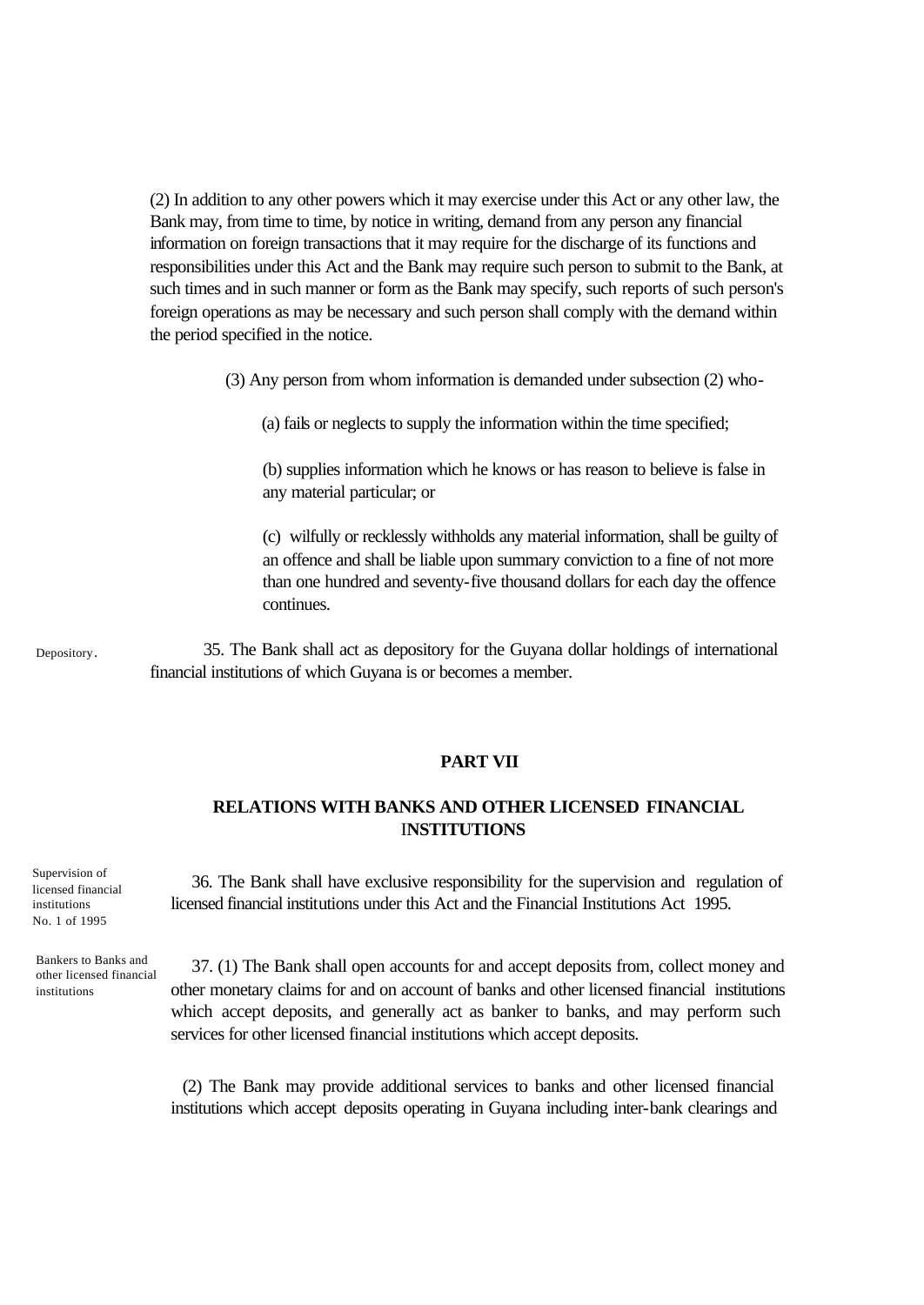(2) In addition to any other powers which it may exercise under this Act or any other law, the Bank may, from time to time, by notice in writing, demand from any person any financial information on foreign transactions that it may require for the discharge of its functions and responsibilities under this Act and the Bank may require such person to submit to the Bank, at such times and in such manner or form as the Bank may specify, such reports of such person's foreign operations as may be necessary and such person shall comply with the demand within the period specified in the notice.

(3) Any person from whom information is demanded under subsection (2) who-

(a) fails or neglects to supply the information within the time specified;

(b) supplies information which he knows or has reason to believe is false in any material particular; or

(c) wilfully or recklessly withholds any material information, shall be guilty of an offence and shall be liable upon summary conviction to a fine of not more than one hundred and seventy-five thousand dollars for each day the offence continues.

Depository.

35. The Bank shall act as depository for the Guyana dollar holdings of international financial institutions of which Guyana is or becomes a member.

## PART VII

## RELATIONS WITH BANKS AND OTHER LICENSED FINANCIAL INSTITUTIONS

Supervision of licensed financial institutions No. 1 of 1995

36. The Bank shall have exclusive responsibility for the supervision and regulation of licensed financial institutions under this Act and the Financial Institutions Act 1995.

Bankers to Banks and other licensed financial institutions

37. (1) The Bank shall open accounts for and accept deposits from, collect money and other monetary claims for and on account of banks and other licensed financial institutions which accept deposits, and generally act as banker to banks, and may perform such services for other licensed financial institutions which accept deposits.

(2) The Bank may provide additional services to banks and other licensed financial institutions which accept deposits operating in Guyana including inter-bank clearings and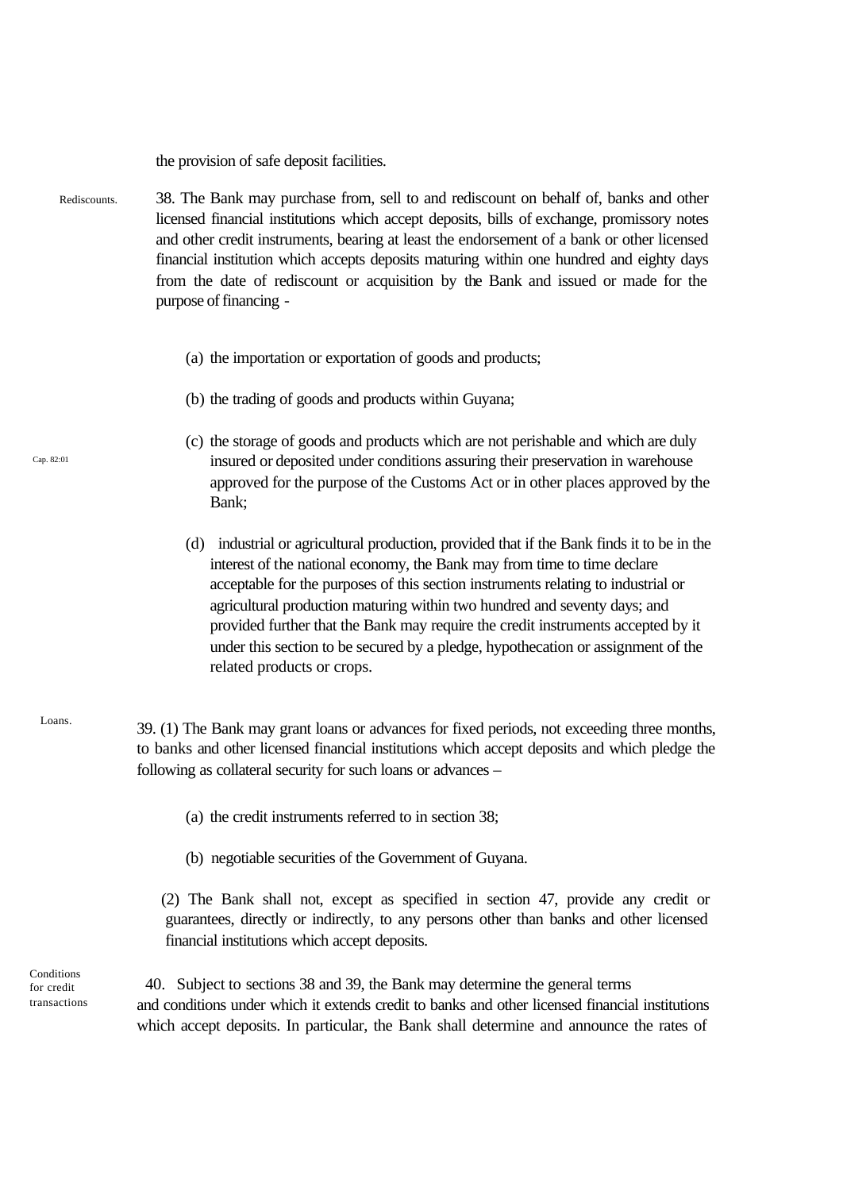the provision of safe deposit facilities.

Rediscounts.

38. The Bank may purchase from, sell to and rediscount on behalf of, banks and other licensed financial institutions which accept deposits, bills of exchange, promissory notes and other credit instruments, bearing at least the endorsement of a bank or other licensed financial institution which accepts deposits maturing within one hundred and eighty days from the date of rediscount or acquisition by the Bank and issued or made for the purpose of financing -

(a) the importation or exportation of goods and products;

(b) the trading of goods and products within Guyana;

Cap. 82:01

(c) the storage of goods and products which are not perishable and which are duly insured or deposited under conditions assuring their preservation in warehouse approved for the purpose of the Customs Act or in other places approved by the Bank;

(d) industrial or agricultural production, provided that if the Bank finds it to be in the interest of the national economy, the Bank may from time to time declare acceptable for the purposes of this section instruments relating to industrial or agricultural production maturing within two hundred and seventy days; and provided further that the Bank may require the credit instruments accepted by it under this section to be secured by a pledge, hypothecation or assignment of the related products or crops.

Loans.

39. (1) The Bank may grant loans or advances for fixed periods, not exceeding three months, to banks and other licensed financial institutions which accept deposits and which pledge the following as collateral security for such loans or advances –

(a) the credit instruments referred to in section 38;

(b) negotiable securities of the Government of Guyana.

(2) The Bank shall not, except as specified in section 47, provide any credit or guarantees, directly or indirectly, to any persons other than banks and other licensed financial institutions which accept deposits.

Conditions for credit transactions

40. Subject to sections 38 and 39, the Bank may determine the general terms and conditions under which it extends credit to banks and other licensed financial institutions which accept deposits. In particular, the Bank shall determine and announce the rates of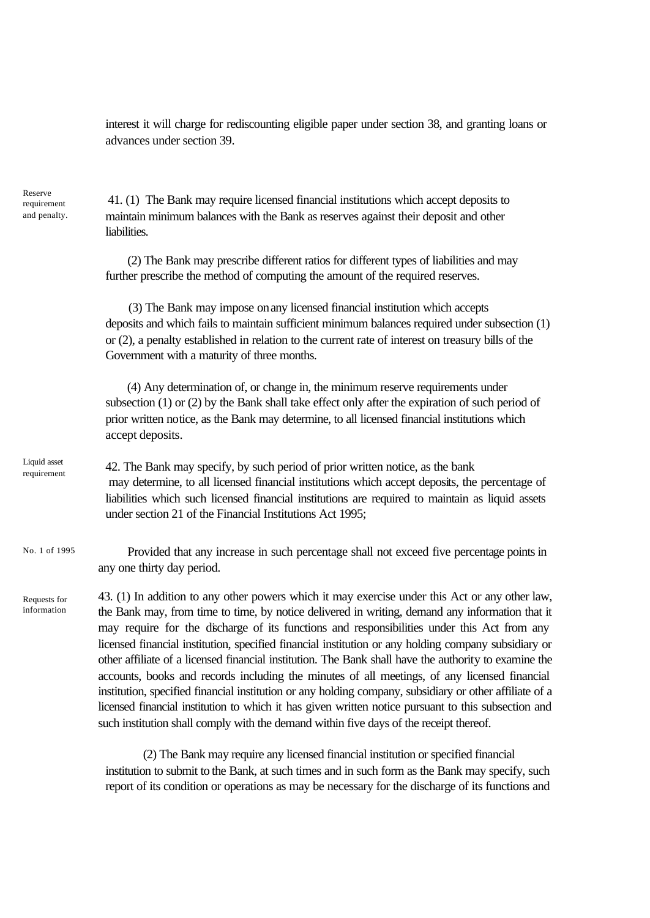interest it will charge for rediscounting eligible paper under section 38, and granting loans or advances under section 39.

Reserve requirement and penalty.

41. (1) The Bank may require licensed financial institutions which accept deposits to maintain minimum balances with the Bank as reserves against their deposit and other liabilities.

(2) The Bank may prescribe different ratios for different types of liabilities and may further prescribe the method of computing the amount of the required reserves.

(3) The Bank may impose on any licensed financial institution which accepts deposits and which fails to maintain sufficient minimum balances required under subsection (1) or (2), a penalty established in relation to the current rate of interest on treasury bills of the Government with a maturity of three months.

(4) Any determination of, or change in, the minimum reserve requirements under subsection (1) or (2) by the Bank shall take effect only after the expiration of such period of prior written notice, as the Bank may determine, to all licensed financial institutions which accept deposits.

Liquid asset requirement

42. The Bank may specify, by such period of prior written notice, as the bank may determine, to all licensed financial institutions which accept deposits, the percentage of liabilities which such licensed financial institutions are required to maintain as liquid assets under section 21 of the Financial Institutions Act 1995;

No. 1 of 1995

Provided that any increase in such percentage shall not exceed five percentage points in any one thirty day period.

Requests for information

43. (1) In addition to any other powers which it may exercise under this Act or any other law, the Bank may, from time to time, by notice delivered in writing, demand any information that it may require for the discharge of its functions and responsibilities under this Act from any licensed financial institution, specified financial institution or any holding company subsidiary or other affiliate of a licensed financial institution. The Bank shall have the authority to examine the accounts, books and records including the minutes of all meetings, of any licensed financial institution, specified financial institution or any holding company, subsidiary or other affiliate of a licensed financial institution to which it has given written notice pursuant to this subsection and such institution shall comply with the demand within five days of the receipt thereof.

(2) The Bank may require any licensed financial institution or specified financial institution to submit to the Bank, at such times and in such form as the Bank may specify, such report of its condition or operations as may be necessary for the discharge of its functions and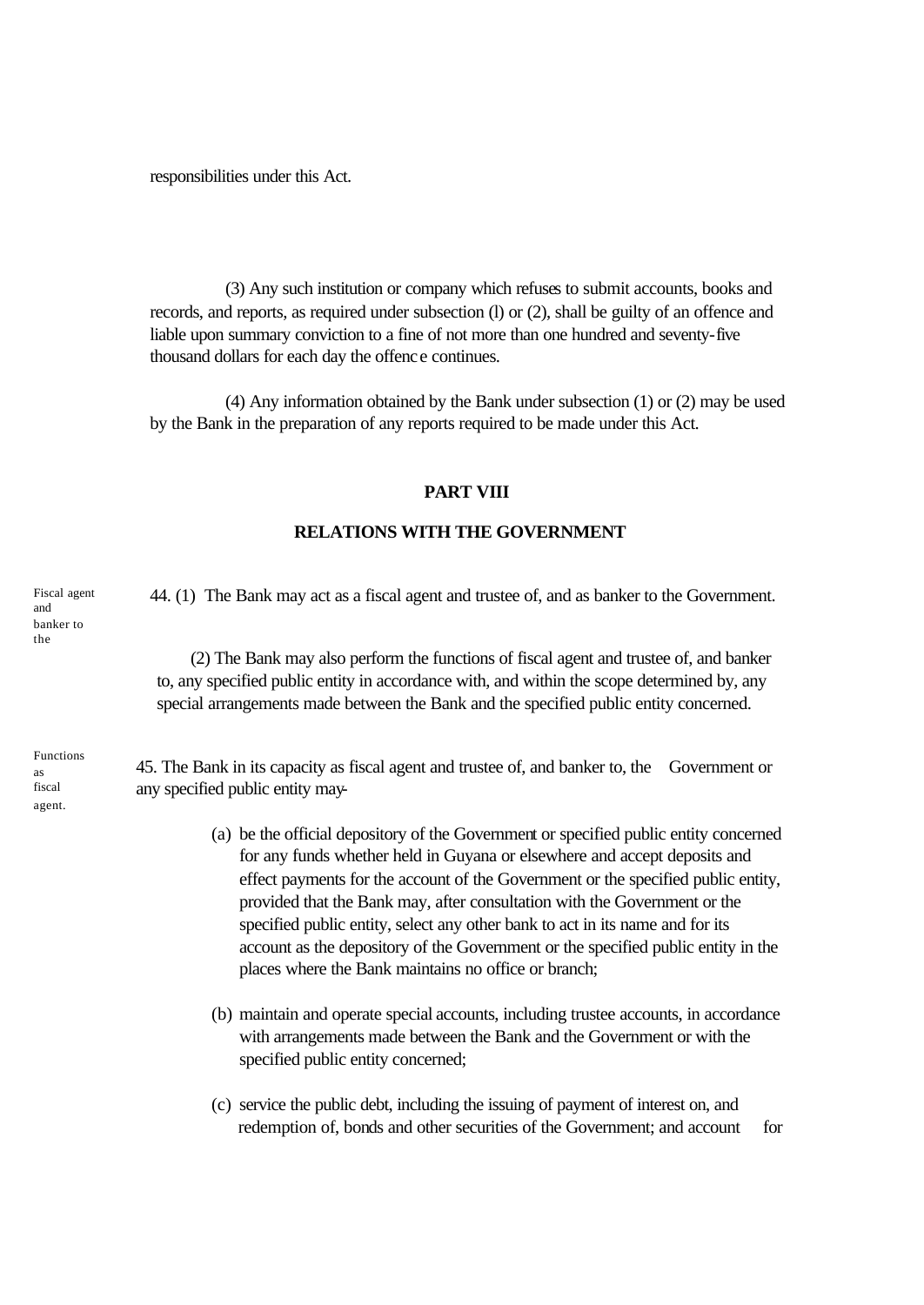responsibilities under this Act.

(3) Any such institution or company which refuses to submit accounts, books and records, and reports, as required under subsection (l) or (2), shall be guilty of an offence and liable upon summary conviction to a fine of not more than one hundred and seventy-five thousand dollars for each day the offence continues.

(4) Any information obtained by the Bank under subsection (1) or (2) may be used by the Bank in the preparation of any reports required to be made under this Act.

## PART VIII

## RELATIONS WITH THE GOVERNMENT

Fiscal agent and banker to the

44. (1) The Bank may act as a fiscal agent and trustee of, and as banker to the Government.

(2) The Bank may also perform the functions of fiscal agent and trustee of, and banker to, any specified public entity in accordance with, and within the scope determined by, any special arrangements made between the Bank and the specified public entity concerned.

Functions as fiscal agent.

45. The Bank in its capacity as fiscal agent and trustee of, and banker to, the Government or any specified public entity may-

(a) be the official depository of the Government or specified public entity concerned for any funds whether held in Guyana or elsewhere and accept deposits and effect payments for the account of the Government or the specified public entity, provided that the Bank may, after consultation with the Government or the specified public entity, select any other bank to act in its name and for its account as the depository of the Government or the specified public entity in the places where the Bank maintains no office or branch;

(b) maintain and operate special accounts, including trustee accounts, in accordance with arrangements made between the Bank and the Government or with the specified public entity concerned;

(c) service the public debt, including the issuing of payment of interest on, and redemption of, bonds and other securities of the Government; and account for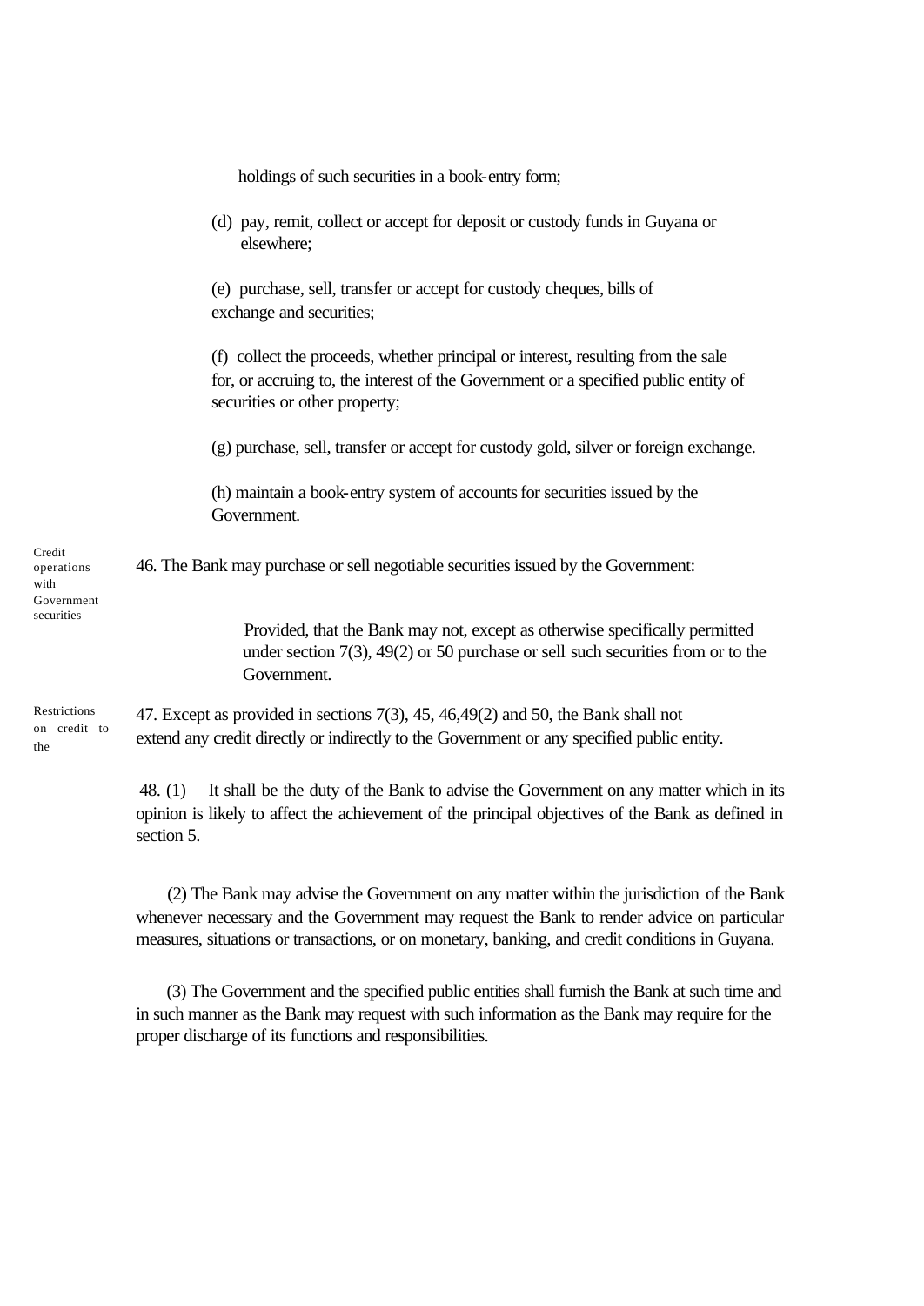holdings of such securities in a book-entry form;

(d) pay, remit, collect or accept for deposit or custody funds in Guyana or elsewhere;

(e) purchase, sell, transfer or accept for custody cheques, bills of exchange and securities;

(f) collect the proceeds, whether principal or interest, resulting from the sale for, or accruing to, the interest of the Government or a specified public entity of securities or other property;

(g) purchase, sell, transfer or accept for custody gold, silver or foreign exchange.

(h) maintain a book-entry system of accounts for securities issued by the Government.

Credit operations with Government securities

46. The Bank may purchase or sell negotiable securities issued by the Government:

Provided, that the Bank may not, except as otherwise specifically permitted under section 7(3), 49(2) or 50 purchase or sell such securities from or to the Government.

Restrictions on credit to the

47. Except as provided in sections 7(3), 45, 46,49(2) and 50, the Bank shall not extend any credit directly or indirectly to the Government or any specified public entity.

48. (1) It shall be the duty of the Bank to advise the Government on any matter which in its opinion is likely to affect the achievement of the principal objectives of the Bank as defined in section 5.

(2) The Bank may advise the Government on any matter within the jurisdiction of the Bank whenever necessary and the Government may request the Bank to render advice on particular measures, situations or transactions, or on monetary, banking, and credit conditions in Guyana.

(3) The Government and the specified public entities shall furnish the Bank at such time and in such manner as the Bank may request with such information as the Bank may require for the proper discharge of its functions and responsibilities.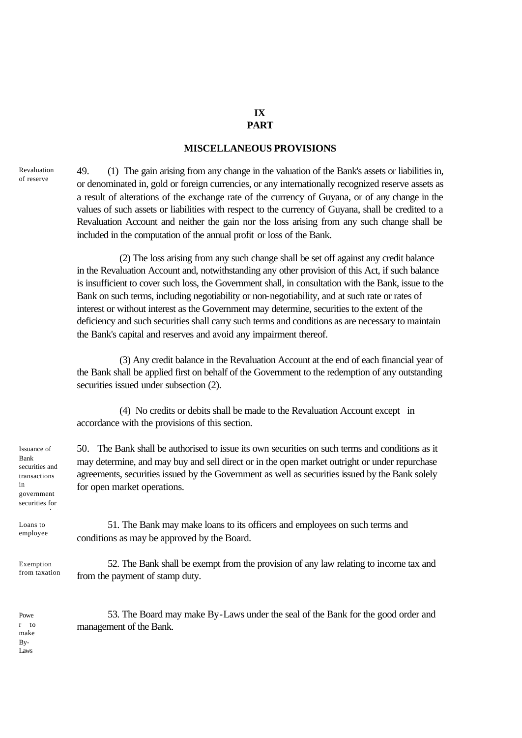## PART IX

### MISCELLANEOUS PROVISIONS

Revaluation of reserve

49. (1) The gain arising from any change in the valuation of the Bank's assets or liabilities in, or denominated in, gold or foreign currencies, or any internationally recognized reserve assets as a result of alterations of the exchange rate of the currency of Guyana, or of any change in the values of such assets or liabilities with respect to the currency of Guyana, shall be credited to a Revaluation Account and neither the gain nor the loss arising from any such change shall be included in the computation of the annual profit or loss of the Bank.

(2) The loss arising from any such change shall be set off against any credit balance in the Revaluation Account and, notwithstanding any other provision of this Act, if such balance is insufficient to cover such loss, the Government shall, in consultation with the Bank, issue to the Bank on such terms, including negotiability or non-negotiability, and at such rate or rates of interest or without interest as the Government may determine, securities to the extent of the deficiency and such securities shall carry such terms and conditions as are necessary to maintain the Bank's capital and reserves and avoid any impairment thereof.

(3) Any credit balance in the Revaluation Account at the end of each financial year of the Bank shall be applied first on behalf of the Government to the redemption of any outstanding securities issued under subsection (2).

(4) No credits or debits shall be made to the Revaluation Account except in accordance with the provisions of this section.

Issuance of Bank securities and transactions in government securities for

50. The Bank shall be authorised to issue its own securities on such terms and conditions as it may determine, and may buy and sell direct or in the open market outright or under repurchase agreements, securities issued by the Government as well as securities issued by the Bank solely for open market operations.

Loans to employee

51. The Bank may make loans to its officers and employees on such terms and conditions as may be approved by the Board.

Exemption from taxation

52. The Bank shall be exempt from the provision of any law relating to income tax and from the payment of stamp duty.

Power to make By-Laws

53. The Board may make By-Laws under the seal of the Bank for the good order and management of the Bank.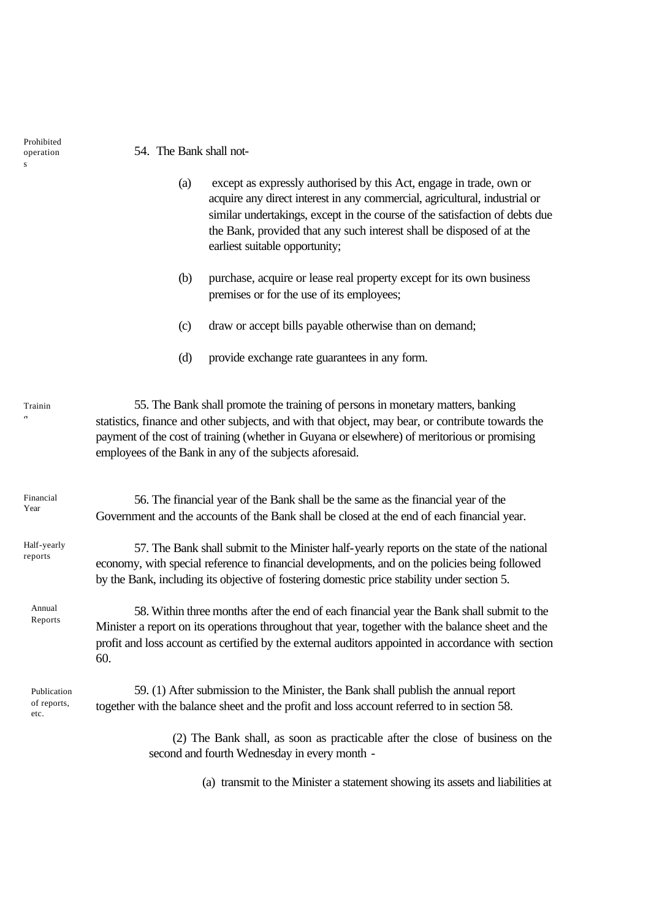Prohibited operations

54. The Bank shall not-

(a) except as expressly authorised by this Act, engage in trade, own or acquire any direct interest in any commercial, agricultural, industrial or similar undertakings, except in the course of the satisfaction of debts due the Bank, provided that any such interest shall be disposed of at the earliest suitable opportunity;

(b) purchase, acquire or lease real property except for its own business premises or for the use of its employees;

(c) draw or accept bills payable otherwise than on demand;

(d) provide exchange rate guarantees in any form.

Training

55. The Bank shall promote the training of persons in monetary matters, banking statistics, finance and other subjects, and with that object, may bear, or contribute towards the payment of the cost of training (whether in Guyana or elsewhere) of meritorious or promising employees of the Bank in any of the subjects aforesaid.

Financial Year

56. The financial year of the Bank shall be the same as the financial year of the Government and the accounts of the Bank shall be closed at the end of each financial year.

Half-yearly reports

57. The Bank shall submit to the Minister half-yearly reports on the state of the national economy, with special reference to financial developments, and on the policies being followed by the Bank, including its objective of fostering domestic price stability under section 5.

Annual Reports

58. Within three months after the end of each financial year the Bank shall submit to the Minister a report on its operations throughout that year, together with the balance sheet and the profit and loss account as certified by the external auditors appointed in accordance with section 60.

Publication of reports, etc.

59. (1) After submission to the Minister, the Bank shall publish the annual report together with the balance sheet and the profit and loss account referred to in section 58.

(2) The Bank shall, as soon as practicable after the close of business on the second and fourth Wednesday in every month -

(a) transmit to the Minister a statement showing its assets and liabilities at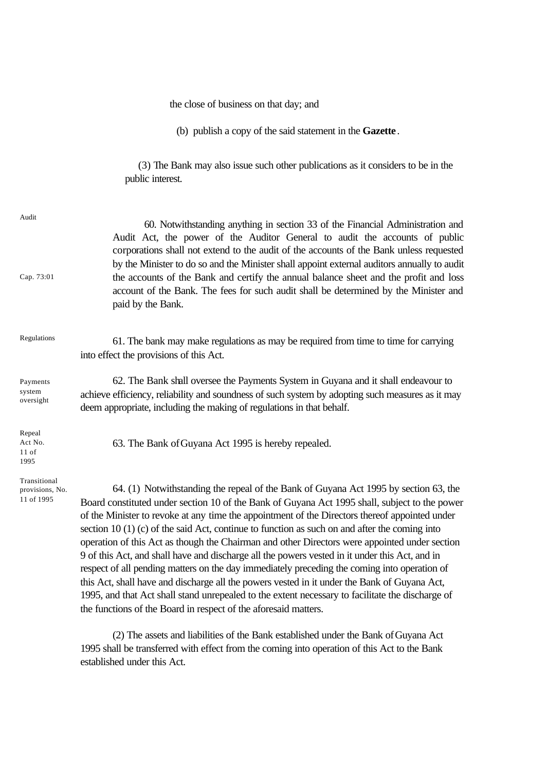the close of business on that day; and

(b) publish a copy of the said statement in the **Gazette**.

(3) The Bank may also issue such other publications as it considers to be in the public interest.

Audit

Cap. 73:01

60. Notwithstanding anything in section 33 of the Financial Administration and Audit Act, the power of the Auditor General to audit the accounts of public corporations shall not extend to the audit of the accounts of the Bank unless requested by the Minister to do so and the Minister shall appoint external auditors annually to audit the accounts of the Bank and certify the annual balance sheet and the profit and loss account of the Bank. The fees for such audit shall be determined by the Minister and paid by the Bank.

Regulations

61. The bank may make regulations as may be required from time to time for carrying into effect the provisions of this Act.

Payments system oversight

62. The Bank shall oversee the Payments System in Guyana and it shall endeavour to achieve efficiency, reliability and soundness of such system by adopting such measures as it may deem appropriate, including the making of regulations in that behalf.

Repeal Act No. 11 of 1995

63. The Bank of Guyana Act 1995 is hereby repealed.

Transitional provisions, No. 11 of 1995

64. (1) Notwithstanding the repeal of the Bank of Guyana Act 1995 by section 63, the Board constituted under section 10 of the Bank of Guyana Act 1995 shall, subject to the power of the Minister to revoke at any time the appointment of the Directors thereof appointed under section 10 (1) (c) of the said Act, continue to function as such on and after the coming into operation of this Act as though the Chairman and other Directors were appointed under section 9 of this Act, and shall have and discharge all the powers vested in it under this Act, and in respect of all pending matters on the day immediately preceding the coming into operation of this Act, shall have and discharge all the powers vested in it under the Bank of Guyana Act, 1995, and that Act shall stand unrepealed to the extent necessary to facilitate the discharge of the functions of the Board in respect of the aforesaid matters.

(2) The assets and liabilities of the Bank established under the Bank of Guyana Act 1995 shall be transferred with effect from the coming into operation of this Act to the Bank established under this Act.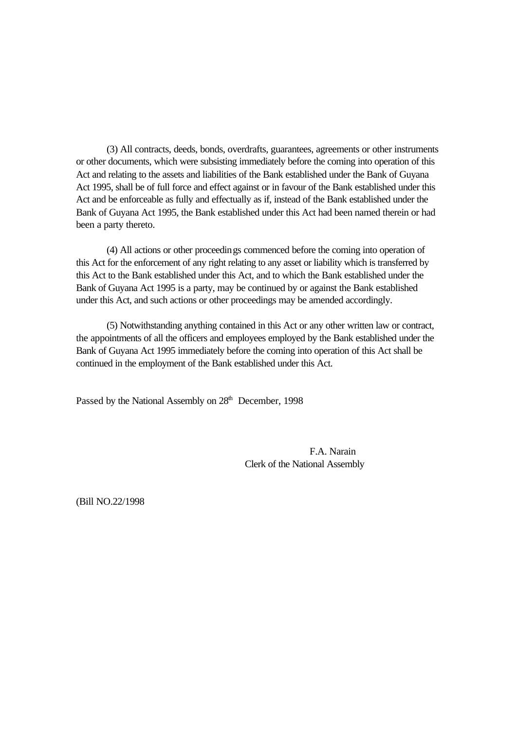(3) All contracts, deeds, bonds, overdrafts, guarantees, agreements or other instruments or other documents, which were subsisting immediately before the coming into operation of this Act and relating to the assets and liabilities of the Bank established under the Bank of Guyana Act 1995, shall be of full force and effect against or in favour of the Bank established under this Act and be enforceable as fully and effectually as if, instead of the Bank established under the Bank of Guyana Act 1995, the Bank established under this Act had been named therein or had been a party thereto.

(4) All actions or other proceedings commenced before the coming into operation of this Act for the enforcement of any right relating to any asset or liability which is transferred by this Act to the Bank established under this Act, and to which the Bank established under the Bank of Guyana Act 1995 is a party, may be continued by or against the Bank established under this Act, and such actions or other proceedings may be amended accordingly.

(5) Notwithstanding anything contained in this Act or any other written law or contract, the appointments of all the officers and employees employed by the Bank established under the Bank of Guyana Act 1995 immediately before the coming into operation of this Act shall be continued in the employment of the Bank established under this Act.

Passed by the National Assembly on 28th December, 1998

F.A. Narain
Clerk of the National Assembly

(Bill NO.22/1998